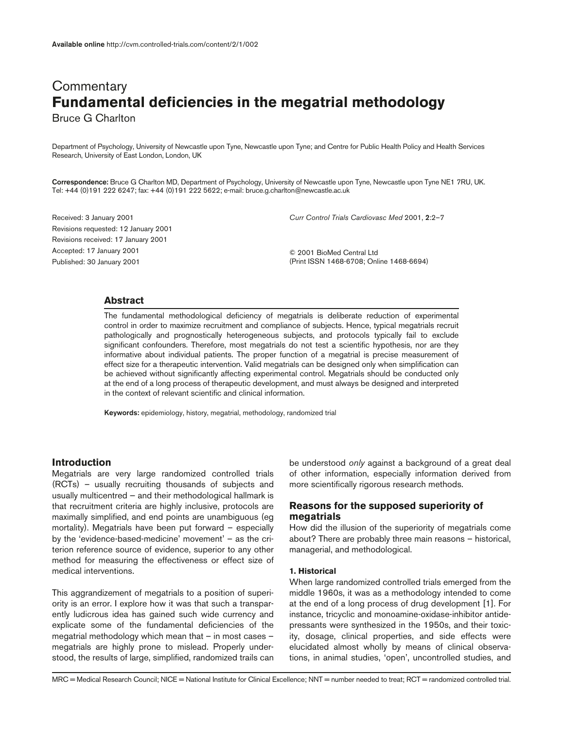Available online http://cvm.controlled-trials.com/content/2/1/002

Commentary

# Fundamental deficiencies in the megatrial methodology

Bruce G Charlton

Department of Psychology, University of Newcastle upon Tyne, Newcastle upon Tyne; and Centre for Public Health Policy and Health Services Research, University of East London, London, UK

**Correspondence:** Bruce G Charlton MD, Department of Psychology, University of Newcastle upon Tyne, Newcastle upon Tyne NE1 7RU, UK. Tel: +44 (0)191 222 6247; fax: +44 (0)191 222 5622; e-mail: bruce.g.charlton@newcastle.ac.uk

Received: 3 January 2001
Revisions requested: 12 January 2001
Revisions received: 17 January 2001
Accepted: 17 January 2001
Published: 30 January 2001

*Curr Control Trials Cardiovasc Med* 2001, **2**:2–7

© 2001 BioMed Central Ltd
(Print ISSN 1468-6708; Online 1468-6694)

## Abstract

The fundamental methodological deficiency of megatrials is deliberate reduction of experimental control in order to maximize recruitment and compliance of subjects. Hence, typical megatrials recruit pathologically and prognostically heterogeneous subjects, and protocols typically fail to exclude significant confounders. Therefore, most megatrials do not test a scientific hypothesis, nor are they informative about individual patients. The proper function of a megatrial is precise measurement of effect size for a therapeutic intervention. Valid megatrials can be designed only when simplification can be achieved without significantly affecting experimental control. Megatrials should be conducted only at the end of a long process of therapeutic development, and must always be designed and interpreted in the context of relevant scientific and clinical information.

**Keywords:** epidemiology, history, megatrial, methodology, randomized trial

## Introduction

Megatrials are very large randomized controlled trials (RCTs) – usually recruiting thousands of subjects and usually multicentred – and their methodological hallmark is that recruitment criteria are highly inclusive, protocols are maximally simplified, and end points are unambiguous (eg mortality). Megatrials have been put forward – especially by the 'evidence-based-medicine' movement' – as the criterion reference source of evidence, superior to any other method for measuring the effectiveness or effect size of medical interventions.

This aggrandizement of megatrials to a position of superiority is an error. I explore how it was that such a transparently ludicrous idea has gained such wide currency and explicate some of the fundamental deficiencies of the megatrial methodology which mean that – in most cases – megatrials are highly prone to mislead. Properly understood, the results of large, simplified, randomized trails can be understood *only* against a background of a great deal of other information, especially information derived from more scientifically rigorous research methods.

## Reasons for the supposed superiority of megatrials

How did the illusion of the superiority of megatrials come about? There are probably three main reasons – historical, managerial, and methodological.

### 1. Historical

When large randomized controlled trials emerged from the middle 1960s, it was as a methodology intended to come at the end of a long process of drug development [1]. For instance, tricyclic and monoamine-oxidase-inhibitor antidepressants were synthesized in the 1950s, and their toxicity, dosage, clinical properties, and side effects were elucidated almost wholly by means of clinical observations, in animal studies, 'open', uncontrolled studies, and

MRC = Medical Research Council; NICE = National Institute for Clinical Excellence; NNT = number needed to treat; RCT = randomized controlled trial.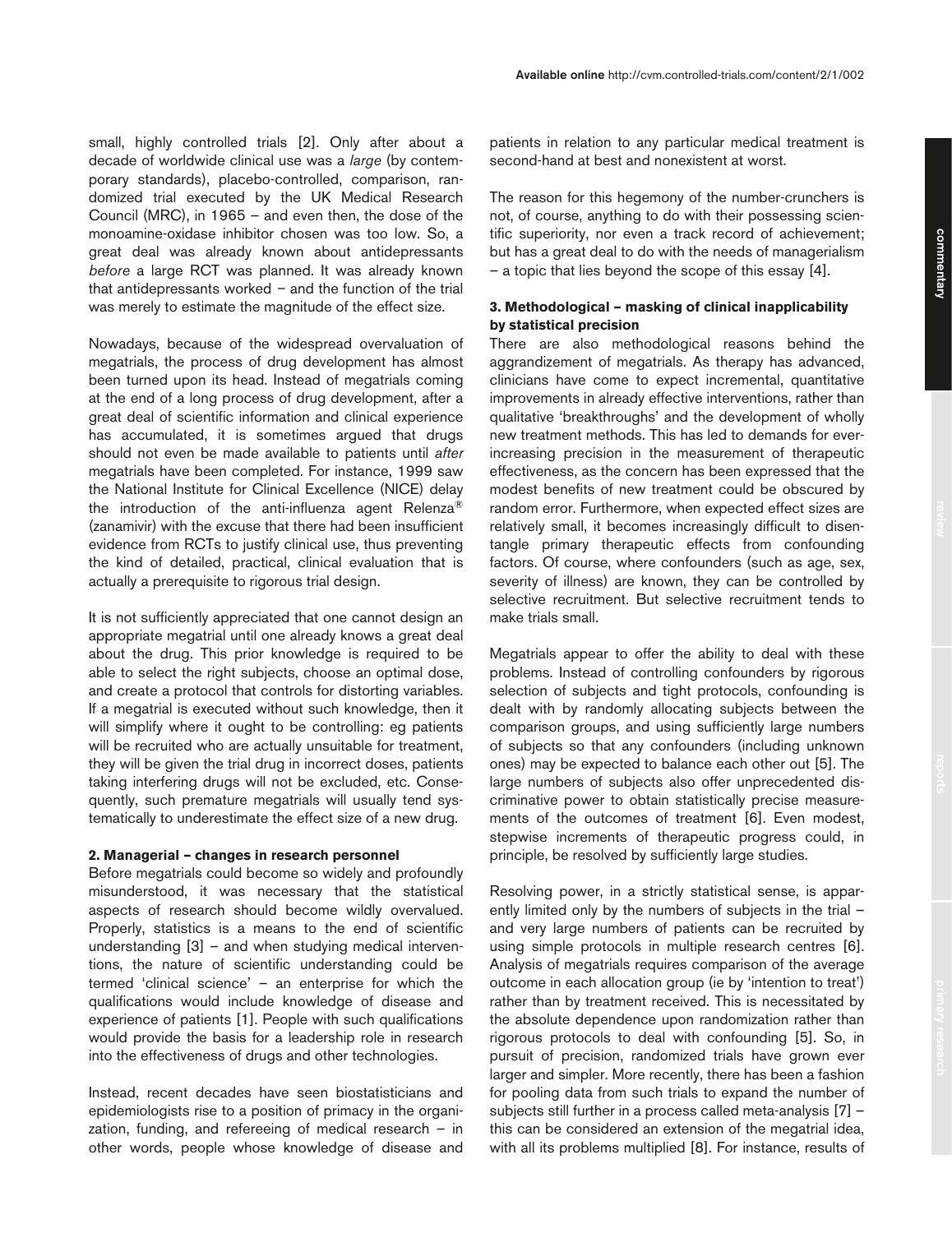small, highly controlled trials [2]. Only after about a decade of worldwide clinical use was a *large* (by contemporary standards), placebo-controlled, comparison, randomized trial executed by the UK Medical Research Council (MRC), in 1965 – and even then, the dose of the monoamine-oxidase inhibitor chosen was too low. So, a great deal was already known about antidepressants *before* a large RCT was planned. It was already known that antidepressants worked – and the function of the trial was merely to estimate the magnitude of the effect size.

Nowadays, because of the widespread overvaluation of megatrials, the process of drug development has almost been turned upon its head. Instead of megatrials coming at the end of a long process of drug development, after a great deal of scientific information and clinical experience has accumulated, it is sometimes argued that drugs should not even be made available to patients until *after* megatrials have been completed. For instance, 1999 saw the National Institute for Clinical Excellence (NICE) delay the introduction of the anti-influenza agent Relenza® (zanamivir) with the excuse that there had been insufficient evidence from RCTs to justify clinical use, thus preventing the kind of detailed, practical, clinical evaluation that is actually a prerequisite to rigorous trial design.

It is not sufficiently appreciated that one cannot design an appropriate megatrial until one already knows a great deal about the drug. This prior knowledge is required to be able to select the right subjects, choose an optimal dose, and create a protocol that controls for distorting variables. If a megatrial is executed without such knowledge, then it will simplify where it ought to be controlling: eg patients will be recruited who are actually unsuitable for treatment, they will be given the trial drug in incorrect doses, patients taking interfering drugs will not be excluded, etc. Consequently, such premature megatrials will usually tend systematically to underestimate the effect size of a new drug.

**2. Managerial – changes in research personnel**

Before megatrials could become so widely and profoundly misunderstood, it was necessary that the statistical aspects of research should become wildly overvalued. Properly, statistics is a means to the end of scientific understanding [3] – and when studying medical interventions, the nature of scientific understanding could be termed 'clinical science' – an enterprise for which the qualifications would include knowledge of disease and experience of patients [1]. People with such qualifications would provide the basis for a leadership role in research into the effectiveness of drugs and other technologies.

Instead, recent decades have seen biostatisticians and epidemiologists rise to a position of primacy in the organization, funding, and refereeing of medical research – in other words, people whose knowledge of disease and patients in relation to any particular medical treatment is second-hand at best and nonexistent at worst.

The reason for this hegemony of the number-crunchers is not, of course, anything to do with their possessing scientific superiority, nor even a track record of achievement; but has a great deal to do with the needs of managerialism – a topic that lies beyond the scope of this essay [4].

**3. Methodological – masking of clinical inapplicability by statistical precision**

There are also methodological reasons behind the aggrandizement of megatrials. As therapy has advanced, clinicians have come to expect incremental, quantitative improvements in already effective interventions, rather than qualitative 'breakthroughs' and the development of wholly new treatment methods. This has led to demands for ever-increasing precision in the measurement of therapeutic effectiveness, as the concern has been expressed that the modest benefits of new treatment could be obscured by random error. Furthermore, when expected effect sizes are relatively small, it becomes increasingly difficult to disentangle primary therapeutic effects from confounding factors. Of course, where confounders (such as age, sex, severity of illness) are known, they can be controlled by selective recruitment. But selective recruitment tends to make trials small.

Megatrials appear to offer the ability to deal with these problems. Instead of controlling confounders by rigorous selection of subjects and tight protocols, confounding is dealt with by randomly allocating subjects between the comparison groups, and using sufficiently large numbers of subjects so that any confounders (including unknown ones) may be expected to balance each other out [5]. The large numbers of subjects also offer unprecedented discriminative power to obtain statistically precise measurements of the outcomes of treatment [6]. Even modest, stepwise increments of therapeutic progress could, in principle, be resolved by sufficiently large studies.

Resolving power, in a strictly statistical sense, is apparently limited only by the numbers of subjects in the trial – and very large numbers of patients can be recruited by using simple protocols in multiple research centres [6]. Analysis of megatrials requires comparison of the average outcome in each allocation group (ie by 'intention to treat') rather than by treatment received. This is necessitated by the absolute dependence upon randomization rather than rigorous protocols to deal with confounding [5]. So, in pursuit of precision, randomized trials have grown ever larger and simpler. More recently, there has been a fashion for pooling data from such trials to expand the number of subjects still further in a process called meta-analysis [7] – this can be considered an extension of the megatrial idea, with all its problems multiplied [8]. For instance, results of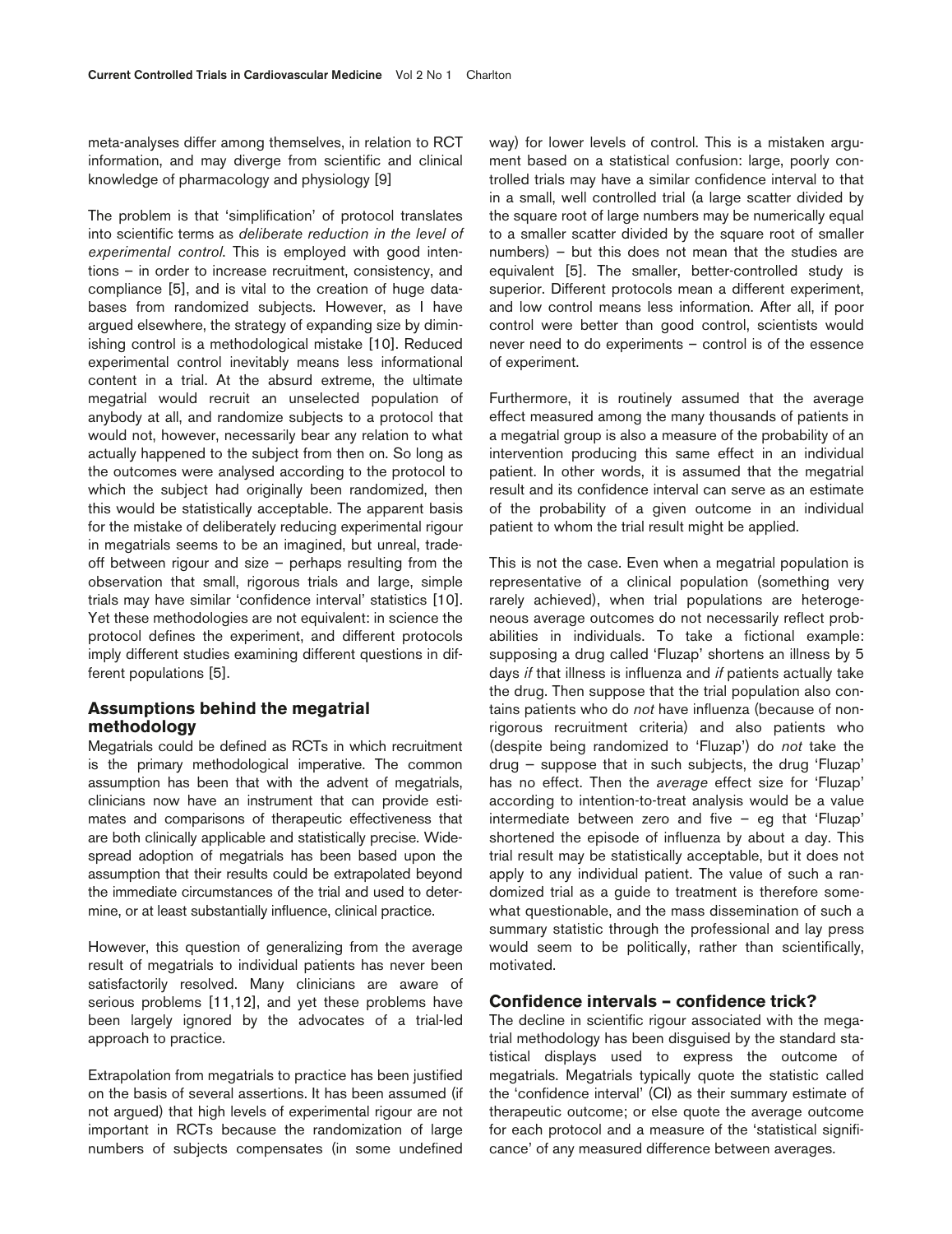meta-analyses differ among themselves, in relation to RCT information, and may diverge from scientific and clinical knowledge of pharmacology and physiology [9]

The problem is that 'simplification' of protocol translates into scientific terms as *deliberate reduction in the level of experimental control*. This is employed with good intentions – in order to increase recruitment, consistency, and compliance [5], and is vital to the creation of huge databases from randomized subjects. However, as I have argued elsewhere, the strategy of expanding size by diminishing control is a methodological mistake [10]. Reduced experimental control inevitably means less informational content in a trial. At the absurd extreme, the ultimate megatrial would recruit an unselected population of anybody at all, and randomize subjects to a protocol that would not, however, necessarily bear any relation to what actually happened to the subject from then on. So long as the outcomes were analysed according to the protocol to which the subject had originally been randomized, then this would be statistically acceptable. The apparent basis for the mistake of deliberately reducing experimental rigour in megatrials seems to be an imagined, but unreal, tradeoff between rigour and size – perhaps resulting from the observation that small, rigorous trials and large, simple trials may have similar 'confidence interval' statistics [10]. Yet these methodologies are not equivalent: in science the protocol defines the experiment, and different protocols imply different studies examining different questions in different populations [5].

## Assumptions behind the megatrial methodology

Megatrials could be defined as RCTs in which recruitment is the primary methodological imperative. The common assumption has been that with the advent of megatrials, clinicians now have an instrument that can provide estimates and comparisons of therapeutic effectiveness that are both clinically applicable and statistically precise. Widespread adoption of megatrials has been based upon the assumption that their results could be extrapolated beyond the immediate circumstances of the trial and used to determine, or at least substantially influence, clinical practice.

However, this question of generalizing from the average result of megatrials to individual patients has never been satisfactorily resolved. Many clinicians are aware of serious problems [11,12], and yet these problems have been largely ignored by the advocates of a trial-led approach to practice.

Extrapolation from megatrials to practice has been justified on the basis of several assertions. It has been assumed (if not argued) that high levels of experimental rigour are not important in RCTs because the randomization of large numbers of subjects compensates (in some undefined way) for lower levels of control. This is a mistaken argument based on a statistical confusion: large, poorly controlled trials may have a similar confidence interval to that in a small, well controlled trial (a large scatter divided by the square root of large numbers may be numerically equal to a smaller scatter divided by the square root of smaller numbers) – but this does not mean that the studies are equivalent [5]. The smaller, better-controlled study is superior. Different protocols mean a different experiment, and low control means less information. After all, if poor control were better than good control, scientists would never need to do experiments – control is of the essence of experiment.

Furthermore, it is routinely assumed that the average effect measured among the many thousands of patients in a megatrial group is also a measure of the probability of an intervention producing this same effect in an individual patient. In other words, it is assumed that the megatrial result and its confidence interval can serve as an estimate of the probability of a given outcome in an individual patient to whom the trial result might be applied.

This is not the case. Even when a megatrial population is representative of a clinical population (something very rarely achieved), when trial populations are heterogeneous average outcomes do not necessarily reflect probabilities in individuals. To take a fictional example: supposing a drug called 'Fluzap' shortens an illness by 5 days *if* that illness is influenza and *if* patients actually take the drug. Then suppose that the trial population also contains patients who do *not* have influenza (because of nonrigorous recruitment criteria) and also patients who (despite being randomized to 'Fluzap') do *not* take the drug – suppose that in such subjects, the drug 'Fluzap' has no effect. Then the *average* effect size for 'Fluzap' according to intention-to-treat analysis would be a value intermediate between zero and five – eg that 'Fluzap' shortened the episode of influenza by about a day. This trial result may be statistically acceptable, but it does not apply to any individual patient. The value of such a randomized trial as a guide to treatment is therefore somewhat questionable, and the mass dissemination of such a summary statistic through the professional and lay press would seem to be politically, rather than scientifically, motivated.

## Confidence intervals – confidence trick?

The decline in scientific rigour associated with the megatrial methodology has been disguised by the standard statistical displays used to express the outcome of megatrials. Megatrials typically quote the statistic called the 'confidence interval' (CI) as their summary estimate of therapeutic outcome; or else quote the average outcome for each protocol and a measure of the 'statistical significance' of any measured difference between averages.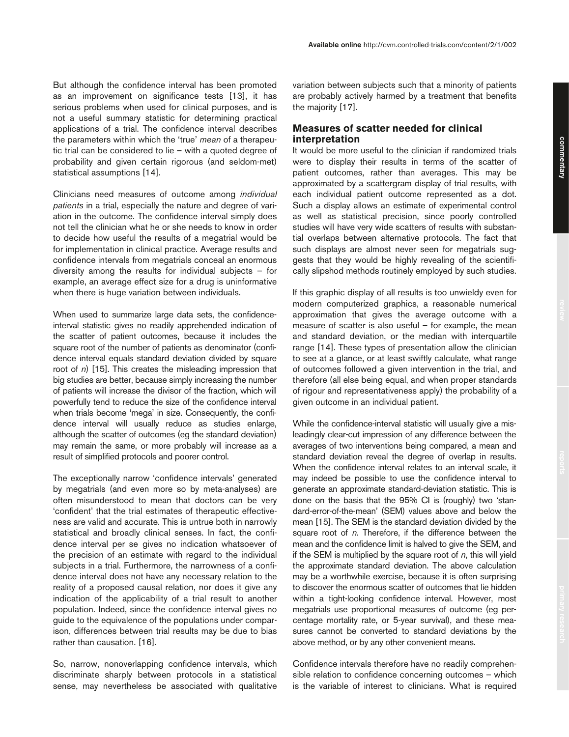But although the confidence interval has been promoted as an improvement on significance tests [13], it has serious problems when used for clinical purposes, and is not a useful summary statistic for determining practical applications of a trial. The confidence interval describes the parameters within which the 'true' *mean* of a therapeutic trial can be considered to lie – with a quoted degree of probability and given certain rigorous (and seldom-met) statistical assumptions [14].

Clinicians need measures of outcome among *individual patients* in a trial, especially the nature and degree of variation in the outcome. The confidence interval simply does not tell the clinician what he or she needs to know in order to decide how useful the results of a megatrial would be for implementation in clinical practice. Average results and confidence intervals from megatrials conceal an enormous diversity among the results for individual subjects – for example, an average effect size for a drug is uninformative when there is huge variation between individuals.

When used to summarize large data sets, the confidence-interval statistic gives no readily apprehended indication of the scatter of patient outcomes, because it includes the square root of the number of patients as denominator (confidence interval equals standard deviation divided by square root of $n$) [15]. This creates the misleading impression that big studies are better, because simply increasing the number of patients will increase the divisor of the fraction, which will powerfully tend to reduce the size of the confidence interval when trials become 'mega' in size. Consequently, the confidence interval will usually reduce as studies enlarge, although the scatter of outcomes (eg the standard deviation) may remain the same, or more probably will increase as a result of simplified protocols and poorer control.

The exceptionally narrow 'confidence intervals' generated by megatrials (and even more so by meta-analyses) are often misunderstood to mean that doctors can be very 'confident' that the trial estimates of therapeutic effectiveness are valid and accurate. This is untrue both in narrowly statistical and broadly clinical senses. In fact, the confidence interval per se gives no indication whatsoever of the precision of an estimate with regard to the individual subjects in a trial. Furthermore, the narrowness of a confidence interval does not have any necessary relation to the reality of a proposed causal relation, nor does it give any indication of the applicability of a trial result to another population. Indeed, since the confidence interval gives no guide to the equivalence of the populations under comparison, differences between trial results may be due to bias rather than causation. [16].

So, narrow, nonoverlapping confidence intervals, which discriminate sharply between protocols in a statistical sense, may nevertheless be associated with qualitative variation between subjects such that a minority of patients are probably actively harmed by a treatment that benefits the majority [17].

## Measures of scatter needed for clinical interpretation

It would be more useful to the clinician if randomized trials were to display their results in terms of the scatter of patient outcomes, rather than averages. This may be approximated by a scattergram display of trial results, with each individual patient outcome represented as a dot. Such a display allows an estimate of experimental control as well as statistical precision, since poorly controlled studies will have very wide scatters of results with substantial overlaps between alternative protocols. The fact that such displays are almost never seen for megatrials suggests that they would be highly revealing of the scientifically slipshod methods routinely employed by such studies.

If this graphic display of all results is too unwieldy even for modern computerized graphics, a reasonable numerical approximation that gives the average outcome with a measure of scatter is also useful – for example, the mean and standard deviation, or the median with interquartile range [14]. These types of presentation allow the clinician to see at a glance, or at least swiftly calculate, what range of outcomes followed a given intervention in the trial, and therefore (all else being equal, and when proper standards of rigour and representativeness apply) the probability of a given outcome in an individual patient.

While the confidence-interval statistic will usually give a misleadingly clear-cut impression of any difference between the averages of two interventions being compared, a mean and standard deviation reveal the degree of overlap in results. When the confidence interval relates to an interval scale, it may indeed be possible to use the confidence interval to generate an approximate standard-deviation statistic. This is done on the basis that the 95% CI is (roughly) two 'standard-error-of-the-mean' (SEM) values above and below the mean [15]. The SEM is the standard deviation divided by the square root of $n$. Therefore, if the difference between the mean and the confidence limit is halved to give the SEM, and if the SEM is multiplied by the square root of $n$, this will yield the approximate standard deviation. The above calculation may be a worthwhile exercise, because it is often surprising to discover the enormous scatter of outcomes that lie hidden within a tight-looking confidence interval. However, most megatrials use proportional measures of outcome (eg percentage mortality rate, or 5-year survival), and these measures cannot be converted to standard deviations by the above method, or by any other convenient means.

Confidence intervals therefore have no readily comprehensible relation to confidence concerning outcomes – which is the variable of interest to clinicians. What is required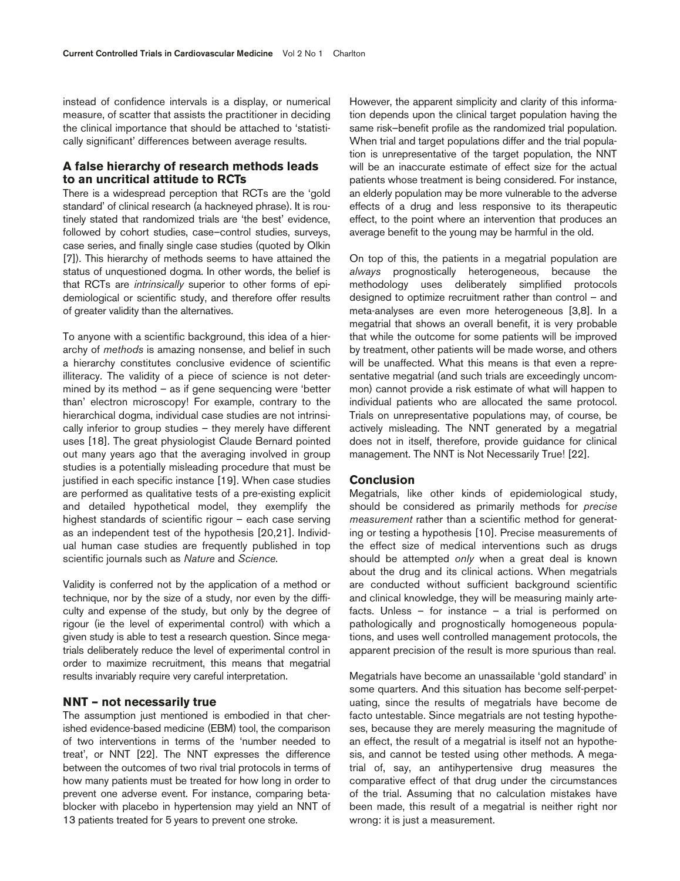instead of confidence intervals is a display, or numerical measure, of scatter that assists the practitioner in deciding the clinical importance that should be attached to 'statistically significant' differences between average results.

## A false hierarchy of research methods leads to an uncritical attitude to RCTs

There is a widespread perception that RCTs are the 'gold standard' of clinical research (a hackneyed phrase). It is routinely stated that randomized trials are 'the best' evidence, followed by cohort studies, case–control studies, surveys, case series, and finally single case studies (quoted by Olkin [7]). This hierarchy of methods seems to have attained the status of unquestioned dogma. In other words, the belief is that RCTs are *intrinsically* superior to other forms of epidemiological or scientific study, and therefore offer results of greater validity than the alternatives.

To anyone with a scientific background, this idea of a hierarchy of *methods* is amazing nonsense, and belief in such a hierarchy constitutes conclusive evidence of scientific illiteracy. The validity of a piece of science is not determined by its method – as if gene sequencing were 'better than' electron microscopy! For example, contrary to the hierarchical dogma, individual case studies are not intrinsically inferior to group studies – they merely have different uses [18]. The great physiologist Claude Bernard pointed out many years ago that the averaging involved in group studies is a potentially misleading procedure that must be justified in each specific instance [19]. When case studies are performed as qualitative tests of a pre-existing explicit and detailed hypothetical model, they exemplify the highest standards of scientific rigour – each case serving as an independent test of the hypothesis [20,21]. Individual human case studies are frequently published in top scientific journals such as *Nature* and *Science*.

Validity is conferred not by the application of a method or technique, nor by the size of a study, nor even by the difficulty and expense of the study, but only by the degree of rigour (ie the level of experimental control) with which a given study is able to test a research question. Since megatrials deliberately reduce the level of experimental control in order to maximize recruitment, this means that megatrial results invariably require very careful interpretation.

## NNT – not necessarily true

The assumption just mentioned is embodied in that cherished evidence-based medicine (EBM) tool, the comparison of two interventions in terms of the 'number needed to treat', or NNT [22]. The NNT expresses the difference between the outcomes of two rival trial protocols in terms of how many patients must be treated for how long in order to prevent one adverse event. For instance, comparing beta-blocker with placebo in hypertension may yield an NNT of 13 patients treated for 5 years to prevent one stroke.

However, the apparent simplicity and clarity of this information depends upon the clinical target population having the same risk–benefit profile as the randomized trial population. When trial and target populations differ and the trial population is unrepresentative of the target population, the NNT will be an inaccurate estimate of effect size for the actual patients whose treatment is being considered. For instance, an elderly population may be more vulnerable to the adverse effects of a drug and less responsive to its therapeutic effect, to the point where an intervention that produces an average benefit to the young may be harmful in the old.

On top of this, the patients in a megatrial population are *always* prognostically heterogeneous, because the methodology uses deliberately simplified protocols designed to optimize recruitment rather than control – and meta-analyses are even more heterogeneous [3,8]. In a megatrial that shows an overall benefit, it is very probable that while the outcome for some patients will be improved by treatment, other patients will be made worse, and others will be unaffected. What this means is that even a representative megatrial (and such trials are exceedingly uncommon) cannot provide a risk estimate of what will happen to individual patients who are allocated the same protocol. Trials on unrepresentative populations may, of course, be actively misleading. The NNT generated by a megatrial does not in itself, therefore, provide guidance for clinical management. The NNT is Not Necessarily True! [22].

## Conclusion

Megatrials, like other kinds of epidemiological study, should be considered as primarily methods for *precise measurement* rather than a scientific method for generating or testing a hypothesis [10]. Precise measurements of the effect size of medical interventions such as drugs should be attempted *only* when a great deal is known about the drug and its clinical actions. When megatrials are conducted without sufficient background scientific and clinical knowledge, they will be measuring mainly artefacts. Unless – for instance – a trial is performed on pathologically and prognostically homogeneous populations, and uses well controlled management protocols, the apparent precision of the result is more spurious than real.

Megatrials have become an unassailable 'gold standard' in some quarters. And this situation has become self-perpetuating, since the results of megatrials have become de facto untestable. Since megatrials are not testing hypotheses, because they are merely measuring the magnitude of an effect, the result of a megatrial is itself not an hypothesis, and cannot be tested using other methods. A megatrial of, say, an antihypertensive drug measures the comparative effect of that drug under the circumstances of the trial. Assuming that no calculation mistakes have been made, this result of a megatrial is neither right nor wrong: it is just a measurement.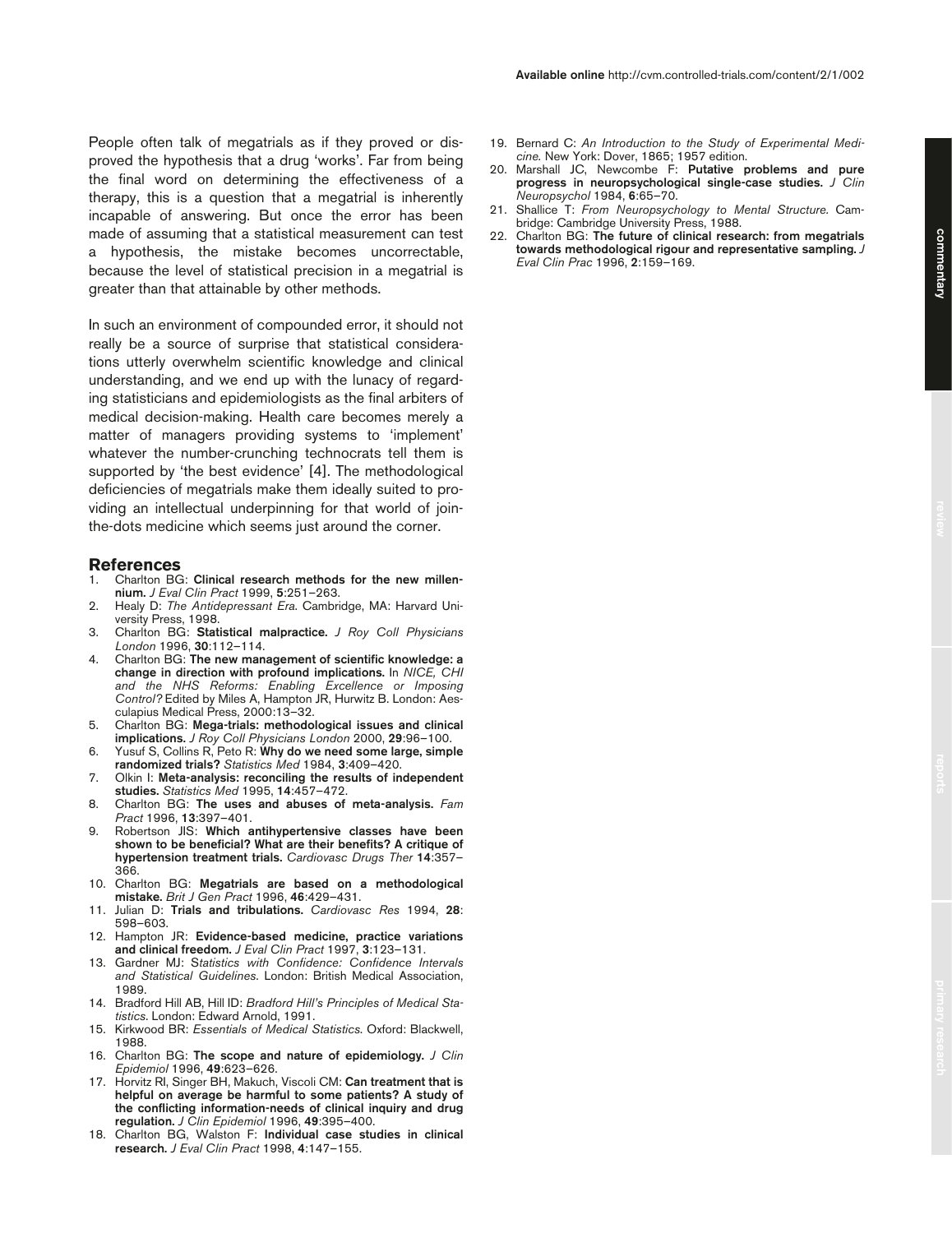People often talk of megatrials as if they proved or disproved the hypothesis that a drug 'works'. Far from being the final word on determining the effectiveness of a therapy, this is a question that a megatrial is inherently incapable of answering. But once the error has been made of assuming that a statistical measurement can test a hypothesis, the mistake becomes uncorrectable, because the level of statistical precision in a megatrial is greater than that attainable by other methods.

In such an environment of compounded error, it should not really be a source of surprise that statistical considerations utterly overwhelm scientific knowledge and clinical understanding, and we end up with the lunacy of regarding statisticians and epidemiologists as the final arbiters of medical decision-making. Health care becomes merely a matter of managers providing systems to 'implement' whatever the number-crunching technocrats tell them is supported by 'the best evidence' [4]. The methodological deficiencies of megatrials make them ideally suited to providing an intellectual underpinning for that world of join-the-dots medicine which seems just around the corner.

## References

1. Charlton BG: **Clinical research methods for the new millennium.** *J Eval Clin Pract* 1999, **5**:251–263.
2. Healy D: *The Antidepressant Era*. Cambridge, MA: Harvard University Press, 1998.
3. Charlton BG: **Statistical malpractice.** *J Roy Coll Physicians London* 1996, **30**:112–114.
4. Charlton BG: **The new management of scientific knowledge: a change in direction with profound implications.** In *NICE, CHI and the NHS Reforms: Enabling Excellence or Imposing Control?* Edited by Miles A, Hampton JR, Hurwitz B. London: Aesculapius Medical Press, 2000:13–32.
5. Charlton BG: **Mega-trials: methodological issues and clinical implications.** *J Roy Coll Physicians London* 2000, **29**:96–100.
6. Yusuf S, Collins R, Peto R: **Why do we need some large, simple randomized trials?** *Statistics Med* 1984, **3**:409–420.
7. Olkin I: **Meta-analysis: reconciling the results of independent studies.** *Statistics Med* 1995, **14**:457–472.
8. Charlton BG: **The uses and abuses of meta-analysis.** *Fam Pract* 1996, **13**:397–401.
9. Robertson JIS: **Which antihypertensive classes have been shown to be beneficial? What are their benefits? A critique of hypertension treatment trials.** *Cardiovasc Drugs Ther* **14**:357–366.
10. Charlton BG: **Megatrials are based on a methodological mistake.** *Brit J Gen Pract* 1996, **46**:429–431.
11. Julian D: **Trials and tribulations.** *Cardiovasc Res* 1994, **28**: 598–603.
12. Hampton JR: **Evidence-based medicine, practice variations and clinical freedom.** *J Eval Clin Pract* 1997, **3**:123–131.
13. Gardner MJ: S*tatistics with Confidence: Confidence Intervals and Statistical Guidelines*. London: British Medical Association, 1989.
14. Bradford Hill AB, Hill ID: *Bradford Hill's Principles of Medical Statistics*. London: Edward Arnold, 1991.
15. Kirkwood BR: *Essentials of Medical Statistics*. Oxford: Blackwell, 1988.
16. Charlton BG: **The scope and nature of epidemiology.** *J Clin Epidemiol* 1996, **49**:623–626.
17. Horvitz RI, Singer BH, Makuch, Viscoli CM: **Can treatment that is helpful on average be harmful to some patients? A study of the conflicting information-needs of clinical inquiry and drug regulation.** *J Clin Epidemiol* 1996, **49**:395–400.
18. Charlton BG, Walston F: **Individual case studies in clinical research.** *J Eval Clin Pract* 1998, **4**:147–155.
19. Bernard C: *An Introduction to the Study of Experimental Medicine*. New York: Dover, 1865; 1957 edition.
20. Marshall JC, Newcombe F: **Putative problems and pure progress in neuropsychological single-case studies.** *J Clin Neuropsychol* 1984, **6**:65–70.
21. Shallice T: *From Neuropsychology to Mental Structure*. Cambridge: Cambridge University Press, 1988.
22. Charlton BG: **The future of clinical research: from megatrials towards methodological rigour and representative sampling.** *J Eval Clin Prac* 1996, **2**:159–169.